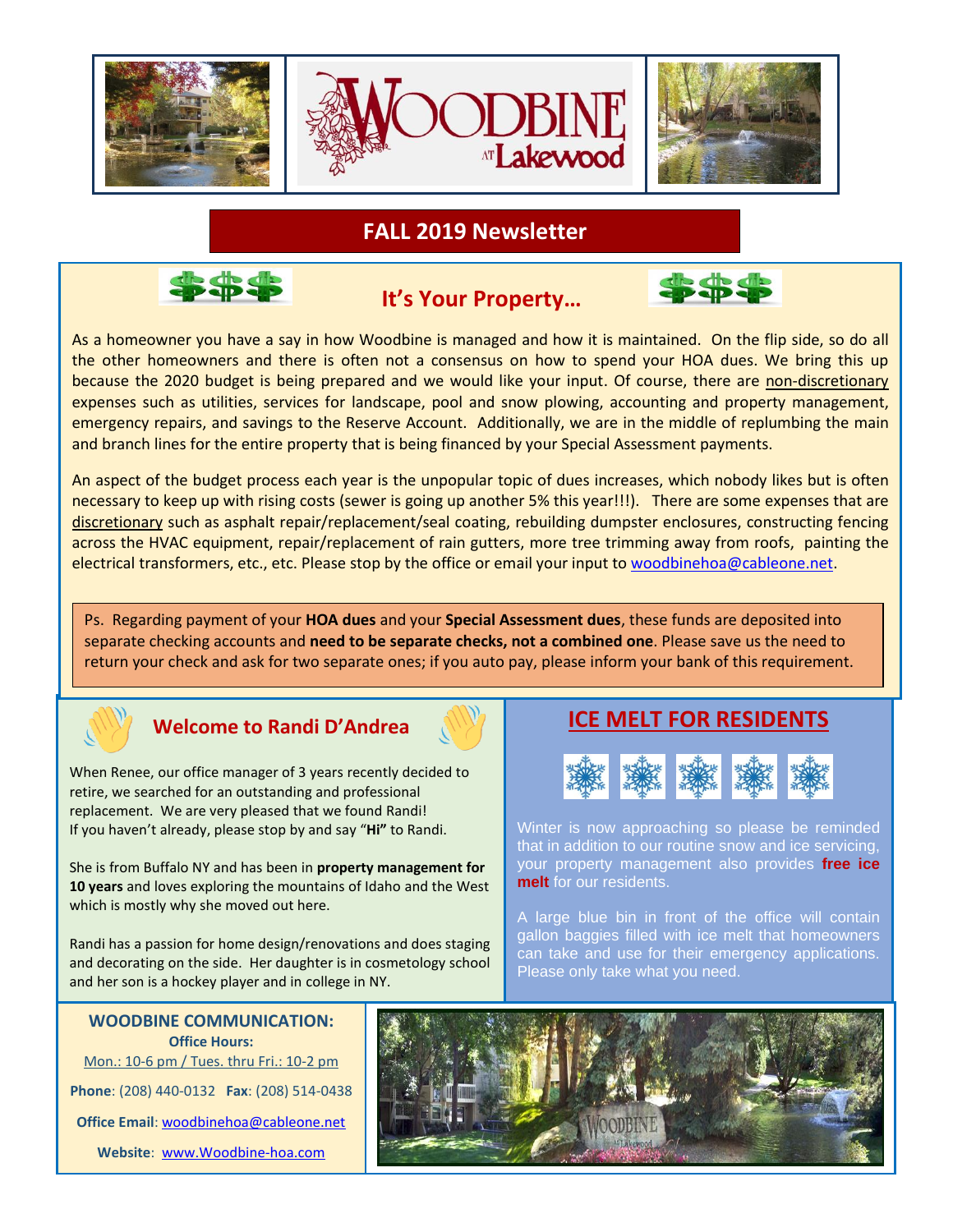# WOODBINE AT Lakewood

## FALL 2019 Newsletter

### It's Your Property…

As a homeowner you have a say in how Woodbine is managed and how it is maintained. On the flip side, so do all the other homeowners and there is often not a consensus on how to spend your HOA dues. We bring this up because the 2020 budget is being prepared and we would like your input. Of course, there are non-discretionary expenses such as utilities, services for landscape, pool and snow plowing, accounting and property management, emergency repairs, and savings to the Reserve Account. Additionally, we are in the middle of replumbing the main and branch lines for the entire property that is being financed by your Special Assessment payments.

An aspect of the budget process each year is the unpopular topic of dues increases, which nobody likes but is often necessary to keep up with rising costs (sewer is going up another 5% this year!!!). There are some expenses that are discretionary such as asphalt repair/replacement/seal coating, rebuilding dumpster enclosures, constructing fencing across the HVAC equipment, repair/replacement of rain gutters, more tree trimming away from roofs, painting the electrical transformers, etc., etc. Please stop by the office or email your input to woodbinehoa@cableone.net.

Ps. Regarding payment of your **HOA dues** and your **Special Assessment dues**, these funds are deposited into separate checking accounts and **need to be separate checks, not a combined one**. Please save us the need to return your check and ask for two separate ones; if you auto pay, please inform your bank of this requirement.

### Welcome to Randi D'Andrea

When Renee, our office manager of 3 years recently decided to retire, we searched for an outstanding and professional replacement. We are very pleased that we found Randi! If you haven't already, please stop by and say "**Hi**" to Randi.

She is from Buffalo NY and has been in **property management for 10 years** and loves exploring the mountains of Idaho and the West which is mostly why she moved out here.

Randi has a passion for home design/renovations and does staging and decorating on the side. Her daughter is in cosmetology school and her son is a hockey player and in college in NY.

### ICE MELT FOR RESIDENTS

Winter is now approaching so please be reminded that in addition to our routine snow and ice servicing, your property management also provides **free ice melt** for our residents.

A large blue bin in front of the office will contain gallon baggies filled with ice melt that homeowners can take and use for their emergency applications. Please only take what you need.

### WOODBINE COMMUNICATION:

**Office Hours:**
Mon.: 10-6 pm / Tues. thru Fri.: 10-2 pm

**Phone**: (208) 440-0132 **Fax**: (208) 514-0438

**Office Email**: woodbinehoa@cableone.net

**Website**: www.Woodbine-hoa.com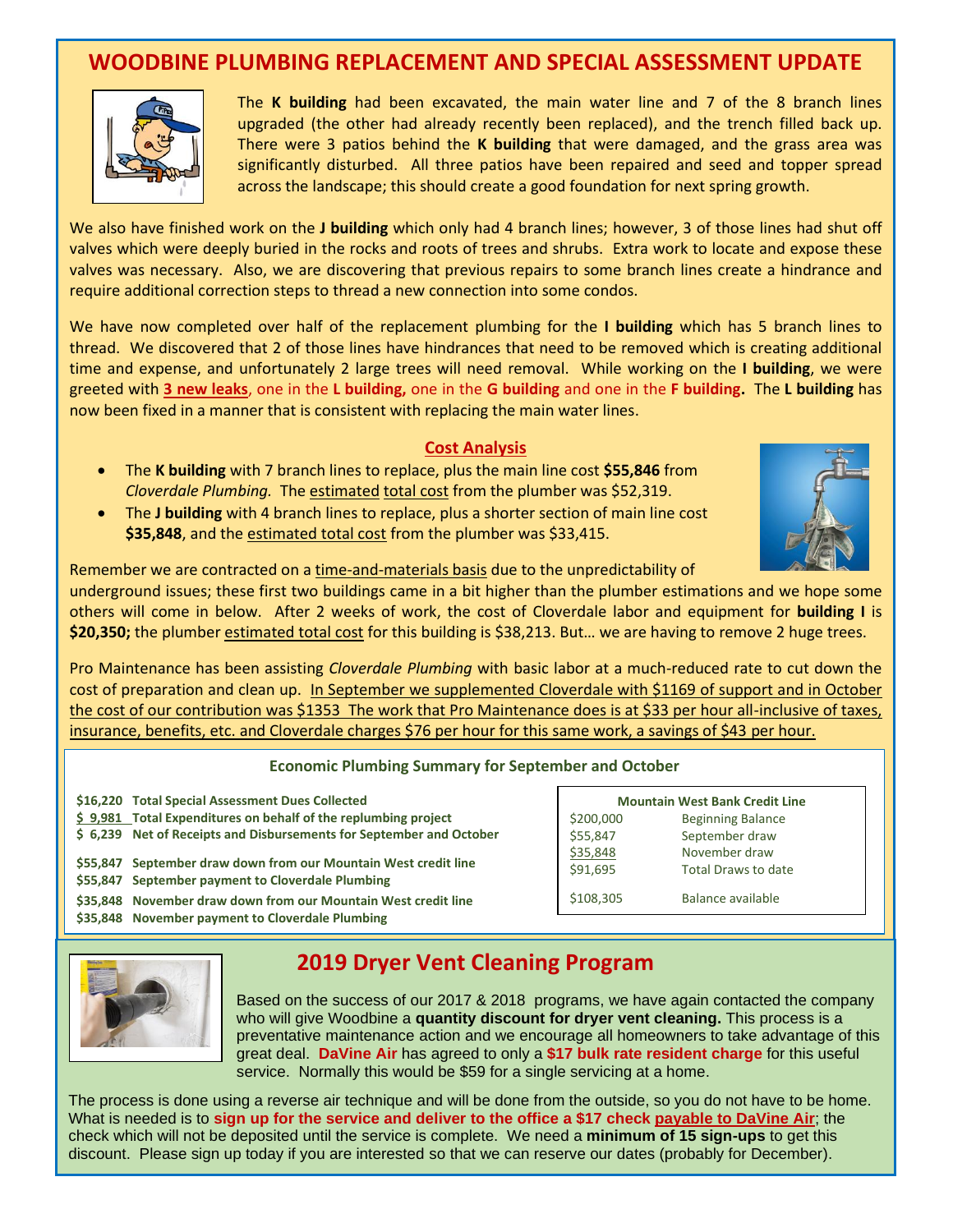## WOODBINE PLUMBING REPLACEMENT AND SPECIAL ASSESSMENT UPDATE

The **K building** had been excavated, the main water line and 7 of the 8 branch lines upgraded (the other had already recently been replaced), and the trench filled back up. There were 3 patios behind the **K building** that were damaged, and the grass area was significantly disturbed. All three patios have been repaired and seed and topper spread across the landscape; this should create a good foundation for next spring growth.

We also have finished work on the **J building** which only had 4 branch lines; however, 3 of those lines had shut off valves which were deeply buried in the rocks and roots of trees and shrubs. Extra work to locate and expose these valves was necessary. Also, we are discovering that previous repairs to some branch lines create a hindrance and require additional correction steps to thread a new connection into some condos.

We have now completed over half of the replacement plumbing for the **I building** which has 5 branch lines to thread. We discovered that 2 of those lines have hindrances that need to be removed which is creating additional time and expense, and unfortunately 2 large trees will need removal. While working on the **I building**, we were greeted with **3 new leaks**, one in the **L building,** one in the **G building** and one in the **F building.** The **L building** has now been fixed in a manner that is consistent with replacing the main water lines.

**Cost Analysis**

- The **K building** with 7 branch lines to replace, plus the main line cost **$55,846** from *Cloverdale Plumbing.* The estimated total cost from the plumber was $52,319.
- The **J building** with 4 branch lines to replace, plus a shorter section of main line cost **$35,848**, and the estimated total cost from the plumber was $33,415.

Remember we are contracted on a time-and-materials basis due to the unpredictability of underground issues; these first two buildings came in a bit higher than the plumber estimations and we hope some others will come in below. After 2 weeks of work, the cost of Cloverdale labor and equipment for **building I** is **$20,350;** the plumber estimated total cost for this building is $38,213. But… we are having to remove 2 huge trees.

Pro Maintenance has been assisting *Cloverdale Plumbing* with basic labor at a much-reduced rate to cut down the cost of preparation and clean up. In September we supplemented Cloverdale with $1169 of support and in October the cost of our contribution was $1353 The work that Pro Maintenance does is at $33 per hour all-inclusive of taxes, insurance, benefits, etc. and Cloverdale charges $76 per hour for this same work, a savings of $43 per hour.

**Economic Plumbing Summary for September and October**

| | |
|---|---|
| $16,220 | Total Special Assessment Dues Collected |
| $ 9,981 | Total Expenditures on behalf of the replumbing project |
| $ 6,239 | Net of Receipts and Disbursements for September and October |
| $55,847 | September draw down from our Mountain West credit line |
| $55,847 | September payment to Cloverdale Plumbing |
| $35,848 | November draw down from our Mountain West credit line |
| $35,848 | November payment to Cloverdale Plumbing |

| Mountain West Bank Credit Line | |
|---|---|
| $200,000 | Beginning Balance |
| $55,847 | September draw |
| $35,848 | November draw |
| $91,695 | Total Draws to date |
| $108,305 | Balance available |

## 2019 Dryer Vent Cleaning Program

Based on the success of our 2017 & 2018 programs, we have again contacted the company who will give Woodbine a **quantity discount for dryer vent cleaning.** This process is a preventative maintenance action and we encourage all homeowners to take advantage of this great deal. **DaVine Air** has agreed to only a **$17 bulk rate resident charge** for this useful service. Normally this would be $59 for a single servicing at a home.

The process is done using a reverse air technique and will be done from the outside, so you do not have to be home. What is needed is to **sign up for the service and deliver to the office a $17 check payable to DaVine Air**; the check which will not be deposited until the service is complete. We need a **minimum of 15 sign-ups** to get this discount. Please sign up today if you are interested so that we can reserve our dates (probably for December).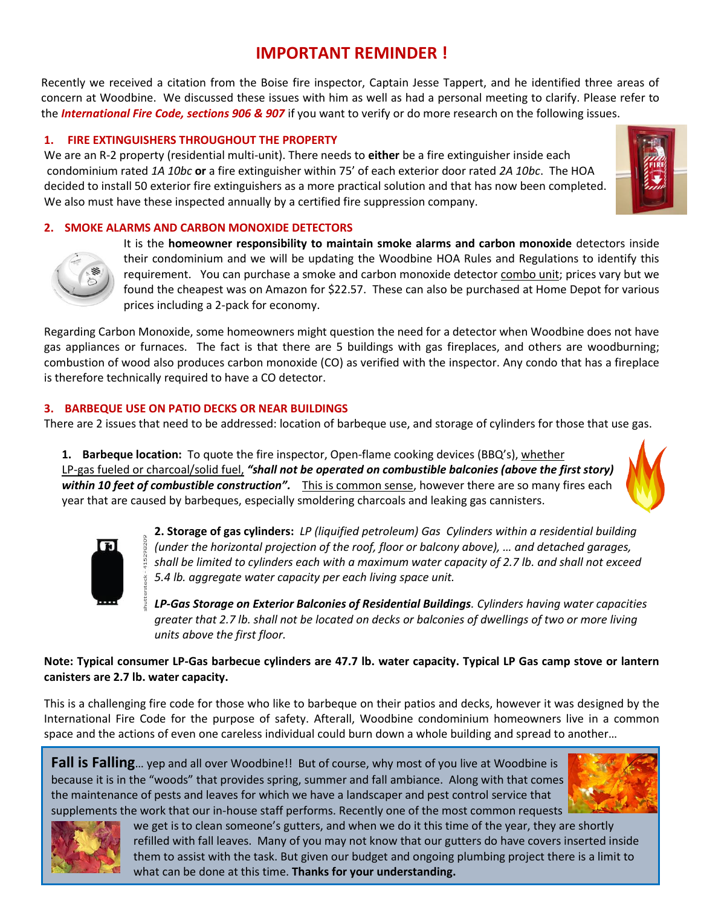# IMPORTANT REMINDER !

Recently we received a citation from the Boise fire inspector, Captain Jesse Tappert, and he identified three areas of concern at Woodbine. We discussed these issues with him as well as had a personal meeting to clarify. Please refer to the ***International Fire Code, sections 906 & 907*** if you want to verify or do more research on the following issues.

## 1. FIRE EXTINGUISHERS THROUGHOUT THE PROPERTY

We are an R-2 property (residential multi-unit). There needs to **either** be a fire extinguisher inside each condominium rated *1A 10bc* **or** a fire extinguisher within 75' of each exterior door rated *2A 10bc*. The HOA decided to install 50 exterior fire extinguishers as a more practical solution and that has now been completed. We also must have these inspected annually by a certified fire suppression company.

## 2. SMOKE ALARMS AND CARBON MONOXIDE DETECTORS

It is the **homeowner responsibility to maintain smoke alarms and carbon monoxide** detectors inside their condominium and we will be updating the Woodbine HOA Rules and Regulations to identify this requirement. You can purchase a smoke and carbon monoxide detector combo unit; prices vary but we found the cheapest was on Amazon for $22.57. These can also be purchased at Home Depot for various prices including a 2-pack for economy.

Regarding Carbon Monoxide, some homeowners might question the need for a detector when Woodbine does not have gas appliances or furnaces. The fact is that there are 5 buildings with gas fireplaces, and others are woodburning; combustion of wood also produces carbon monoxide (CO) as verified with the inspector. Any condo that has a fireplace is therefore technically required to have a CO detector.

## 3. BARBEQUE USE ON PATIO DECKS OR NEAR BUILDINGS

There are 2 issues that need to be addressed: location of barbeque use, and storage of cylinders for those that use gas.

**1. Barbeque location:** To quote the fire inspector, Open-flame cooking devices (BBQ's), whether LP-gas fueled or charcoal/solid fuel, ***"shall not be operated on combustible balconies (above the first story) within 10 feet of combustible construction".*** This is common sense, however there are so many fires each year that are caused by barbeques, especially smoldering charcoals and leaking gas cannisters.

**2. Storage of gas cylinders:** *LP (liquified petroleum) Gas Cylinders within a residential building (under the horizontal projection of the roof, floor or balcony above), … and detached garages, shall be limited to cylinders each with a maximum water capacity of 2.7 lb. and shall not exceed 5.4 lb. aggregate water capacity per each living space unit.*

***LP-Gas Storage on Exterior Balconies of Residential Buildings****. Cylinders having water capacities greater that 2.7 lb. shall not be located on decks or balconies of dwellings of two or more living units above the first floor.*

**Note: Typical consumer LP-Gas barbecue cylinders are 47.7 lb. water capacity. Typical LP Gas camp stove or lantern canisters are 2.7 lb. water capacity.**

This is a challenging fire code for those who like to barbeque on their patios and decks, however it was designed by the International Fire Code for the purpose of safety. Afterall, Woodbine condominium homeowners live in a common space and the actions of even one careless individual could burn down a whole building and spread to another…

**Fall is Falling**… yep and all over Woodbine!! But of course, why most of you live at Woodbine is because it is in the "woods" that provides spring, summer and fall ambiance. Along with that comes the maintenance of pests and leaves for which we have a landscaper and pest control service that supplements the work that our in-house staff performs. Recently one of the most common requests we get is to clean someone's gutters, and when we do it this time of the year, they are shortly refilled with fall leaves. Many of you may not know that our gutters do have covers inserted inside them to assist with the task. But given our budget and ongoing plumbing project there is a limit to what can be done at this time. **Thanks for your understanding.**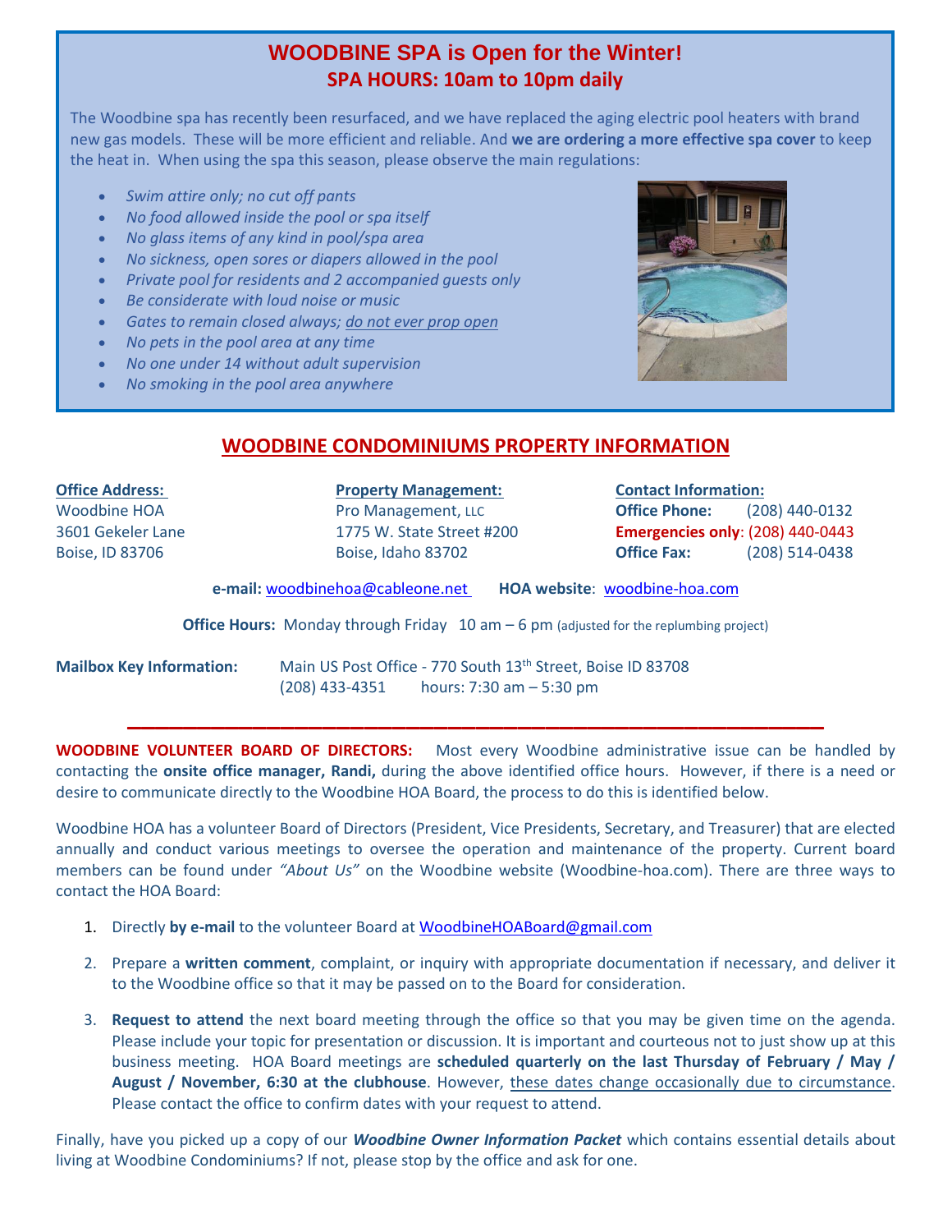## WOODBINE SPA is Open for the Winter!

### SPA HOURS: 10am to 10pm daily

The Woodbine spa has recently been resurfaced, and we have replaced the aging electric pool heaters with brand new gas models. These will be more efficient and reliable. And **we are ordering a more effective spa cover** to keep the heat in. When using the spa this season, please observe the main regulations:

- *Swim attire only; no cut off pants*
- *No food allowed inside the pool or spa itself*
- *No glass items of any kind in pool/spa area*
- *No sickness, open sores or diapers allowed in the pool*
- *Private pool for residents and 2 accompanied guests only*
- *Be considerate with loud noise or music*
- *Gates to remain closed always; do not ever prop open*
- *No pets in the pool area at any time*
- *No one under 14 without adult supervision*
- *No smoking in the pool area anywhere*

## WOODBINE CONDOMINIUMS PROPERTY INFORMATION

**Office Address:**
Woodbine HOA
3601 Gekeler Lane
Boise, ID 83706

**Property Management:**
Pro Management, LLC
1775 W. State Street #200
Boise, Idaho 83702

**Contact Information:**
**Office Phone:** (208) 440-0132
**Emergencies only**: (208) 440-0443
**Office Fax:** (208) 514-0438

**e-mail:** woodbinehoa@cableone.net **HOA website**: woodbine-hoa.com

**Office Hours:** Monday through Friday 10 am – 6 pm (adjusted for the replumbing project)

**Mailbox Key Information:** Main US Post Office - 770 South 13th Street, Boise ID 83708
(208) 433-4351 hours: 7:30 am – 5:30 pm

---

**WOODBINE VOLUNTEER BOARD OF DIRECTORS:** Most every Woodbine administrative issue can be handled by contacting the **onsite office manager, Randi,** during the above identified office hours. However, if there is a need or desire to communicate directly to the Woodbine HOA Board, the process to do this is identified below.

Woodbine HOA has a volunteer Board of Directors (President, Vice Presidents, Secretary, and Treasurer) that are elected annually and conduct various meetings to oversee the operation and maintenance of the property. Current board members can be found under *"About Us"* on the Woodbine website (Woodbine-hoa.com). There are three ways to contact the HOA Board:

1. Directly **by e-mail** to the volunteer Board at WoodbineHOABoard@gmail.com
2. Prepare a **written comment**, complaint, or inquiry with appropriate documentation if necessary, and deliver it to the Woodbine office so that it may be passed on to the Board for consideration.
3. **Request to attend** the next board meeting through the office so that you may be given time on the agenda. Please include your topic for presentation or discussion. It is important and courteous not to just show up at this business meeting. HOA Board meetings are **scheduled quarterly on the last Thursday of February / May / August / November, 6:30 at the clubhouse**. However, these dates change occasionally due to circumstance. Please contact the office to confirm dates with your request to attend.

Finally, have you picked up a copy of our ***Woodbine Owner Information Packet*** which contains essential details about living at Woodbine Condominiums? If not, please stop by the office and ask for one.